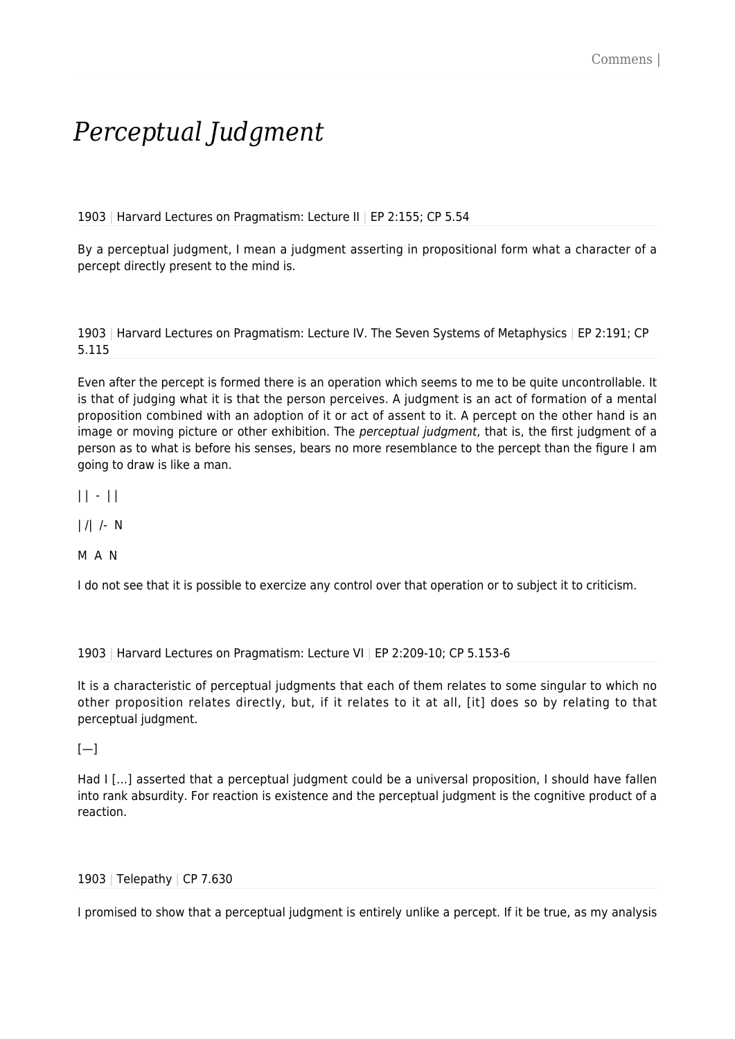# *Perceptual Judgment*

1903 | Harvard Lectures on Pragmatism: Lecture II | EP 2:155; CP 5.54

By a perceptual judgment, I mean a judgment asserting in propositional form what a character of a percept directly present to the mind is.

1903 | Harvard Lectures on Pragmatism: Lecture IV. The Seven Systems of Metaphysics | EP 2:191; CP 5.115

Even after the percept is formed there is an operation which seems to me to be quite uncontrollable. It is that of judging what it is that the person perceives. A judgment is an act of formation of a mental proposition combined with an adoption of it or act of assent to it. A percept on the other hand is an image or moving picture or other exhibition. The *perceptual judgment*, that is, the first judgment of a person as to what is before his senses, bears no more resemblance to the percept than the figure I am going to draw is like a man.

| | - | |

| /| /- N

M A N

I do not see that it is possible to exercize any control over that operation or to subject it to criticism.

1903 | Harvard Lectures on Pragmatism: Lecture VI | EP 2:209-10; CP 5.153-6

It is a characteristic of perceptual judgments that each of them relates to some singular to which no other proposition relates directly, but, if it relates to it at all, [it] does so by relating to that perceptual judgment.

[—]

Had I […] asserted that a perceptual judgment could be a universal proposition, I should have fallen into rank absurdity. For reaction is existence and the perceptual judgment is the cognitive product of a reaction.

1903 | Telepathy | CP 7.630

I promised to show that a perceptual judgment is entirely unlike a percept. If it be true, as my analysis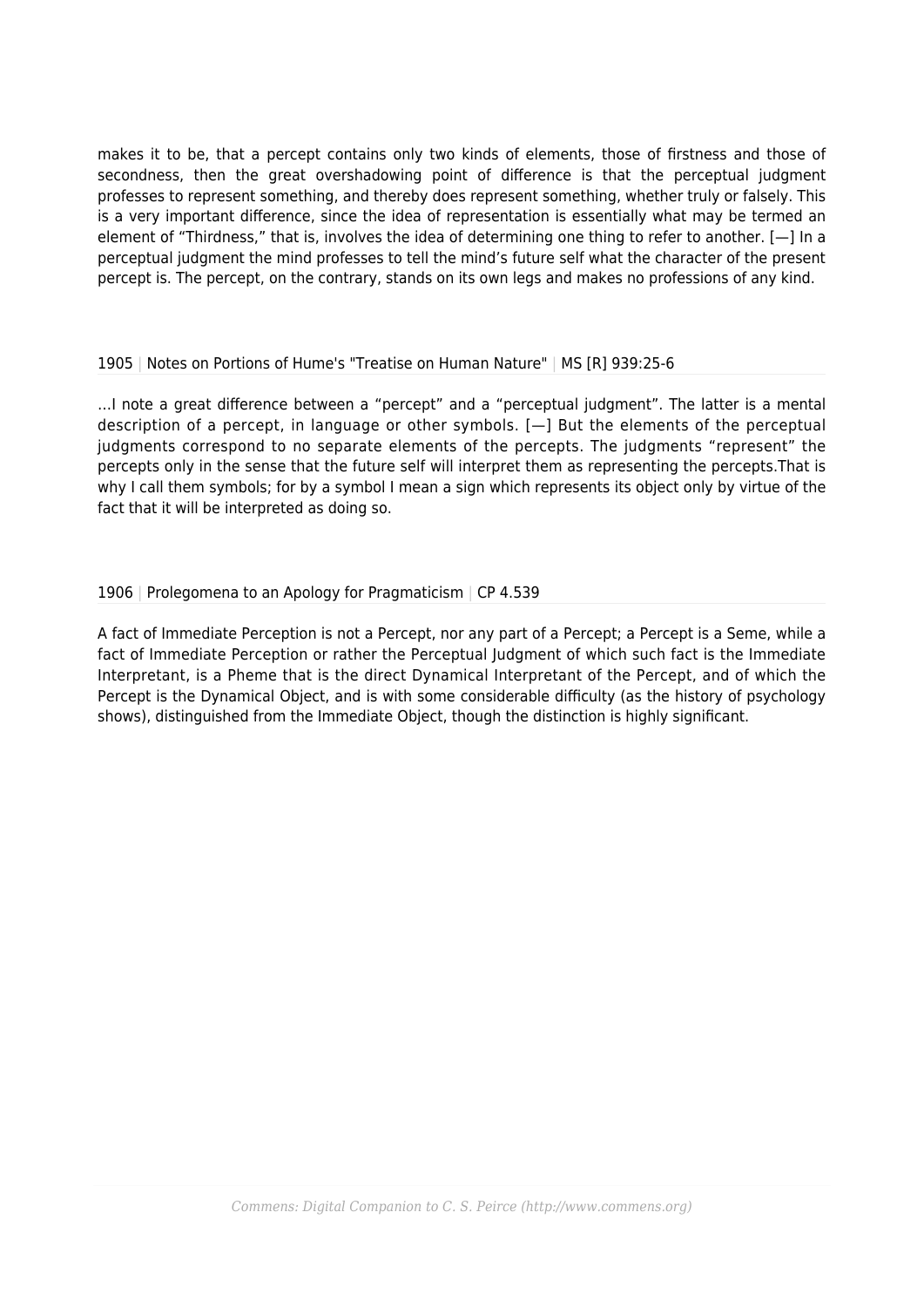makes it to be, that a percept contains only two kinds of elements, those of firstness and those of secondness, then the great overshadowing point of difference is that the perceptual judgment professes to represent something, and thereby does represent something, whether truly or falsely. This is a very important difference, since the idea of representation is essentially what may be termed an element of "Thirdness," that is, involves the idea of determining one thing to refer to another. [—] In a perceptual judgment the mind professes to tell the mind's future self what the character of the present percept is. The percept, on the contrary, stands on its own legs and makes no professions of any kind.

1905 | Notes on Portions of Hume's "Treatise on Human Nature" | MS [R] 939:25-6

…I note a great difference between a "percept" and a "perceptual judgment". The latter is a mental description of a percept, in language or other symbols. [—] But the elements of the perceptual judgments correspond to no separate elements of the percepts. The judgments "represent" the percepts only in the sense that the future self will interpret them as representing the percepts.That is why I call them symbols; for by a symbol I mean a sign which represents its object only by virtue of the fact that it will be interpreted as doing so.

1906 | Prolegomena to an Apology for Pragmaticism | CP 4.539

A fact of Immediate Perception is not a Percept, nor any part of a Percept; a Percept is a Seme, while a fact of Immediate Perception or rather the Perceptual Judgment of which such fact is the Immediate Interpretant, is a Pheme that is the direct Dynamical Interpretant of the Percept, and of which the Percept is the Dynamical Object, and is with some considerable difficulty (as the history of psychology shows), distinguished from the Immediate Object, though the distinction is highly significant.